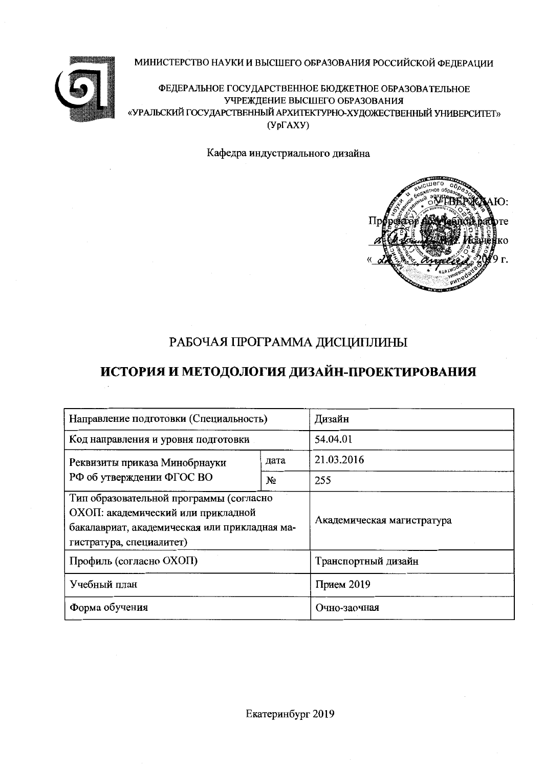МИНИСТЕРСТВО НАУКИ И ВЫСШЕГО ОБРАЗОВАНИЯ РОССИЙСКОЙ ФЕДЕРАЦИИ

ФЕДЕРАЛЬНОЕ ГОСУДАРСТВЕННОЕ БЮДЖЕТНОЕ ОБРАЗОВАТЕЛЬНОЕ УЧРЕЖДЕНИЕ ВЫСШЕГО ОБРАЗОВАНИЯ
«УРАЛЬСКИЙ ГОСУДАРСТВЕННЫЙ АРХИТЕКТУРНО-ХУДОЖЕСТВЕННЫЙ УНИВЕРСИТЕТ»
(УрГАХУ)

Кафедра индустриального дизайна

УТВЕРЖДАЮ:
Проректор по учебной работе
_________ Исаченко
«__» ________ 2019 г.

# РАБОЧАЯ ПРОГРАММА ДИСЦИПЛИНЫ

# ИСТОРИЯ И МЕТОДОЛОГИЯ ДИЗАЙН-ПРОЕКТИРОВАНИЯ

| Направление подготовки (Специальность) | | Дизайн |
|---|---|---|
| Код направления и уровня подготовки | | 54.04.01 |
| Реквизиты приказа Минобрнауки РФ об утверждении ФГОС ВО | дата | 21.03.2016 |
| | № | 255 |
| Тип образовательной программы (согласно ОХОП: академический или прикладной бакалавриат, академическая или прикладная магистратура, специалитет) | | Академическая магистратура |
| Профиль (согласно ОХОП) | | Транспортный дизайн |
| Учебный план | | Прием 2019 |
| Форма обучения | | Очно-заочная |

Екатеринбург 2019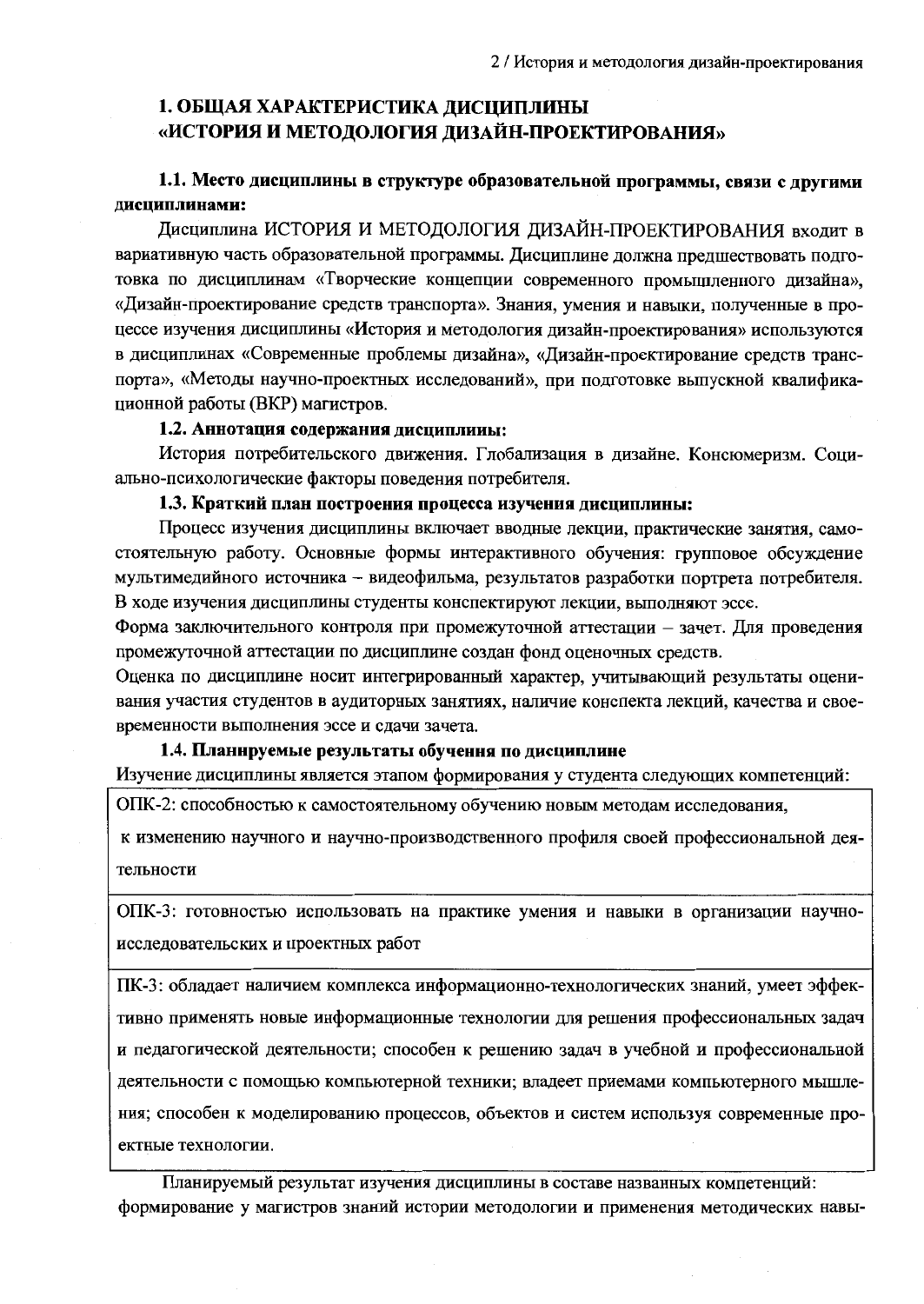## 1. ОБЩАЯ ХАРАКТЕРИСТИКА ДИСЦИПЛИНЫ «ИСТОРИЯ И МЕТОДОЛОГИЯ ДИЗАЙН-ПРОЕКТИРОВАНИЯ»

### 1.1. Место дисциплины в структуре образовательной программы, связи с другими дисциплинами:

Дисциплина ИСТОРИЯ И МЕТОДОЛОГИЯ ДИЗАЙН-ПРОЕКТИРОВАНИЯ входит в вариативную часть образовательной программы. Дисциплине должна предшествовать подготовка по дисциплинам «Творческие концепции современного промышленного дизайна», «Дизайн-проектирование средств транспорта». Знания, умения и навыки, полученные в процессе изучения дисциплины «История и методология дизайн-проектирования» используются в дисциплинах «Современные проблемы дизайна», «Дизайн-проектирование средств транспорта», «Методы научно-проектных исследований», при подготовке выпускной квалификационной работы (ВКР) магистров.

### 1.2. Аннотация содержания дисциплины:

История потребительского движения. Глобализация в дизайне. Консюмеризм. Социально-психологические факторы поведения потребителя.

### 1.3. Краткий план построения процесса изучения дисциплины:

Процесс изучения дисциплины включает вводные лекции, практические занятия, самостоятельную работу. Основные формы интерактивного обучения: групповое обсуждение мультимедийного источника – видеофильма, результатов разработки портрета потребителя. В ходе изучения дисциплины студенты конспектируют лекции, выполняют эссе.

Форма заключительного контроля при промежуточной аттестации – зачет. Для проведения промежуточной аттестации по дисциплине создан фонд оценочных средств.

Оценка по дисциплине носит интегрированный характер, учитывающий результаты оценивания участия студентов в аудиторных занятиях, наличие конспекта лекций, качества и своевременности выполнения эссе и сдачи зачета.

### 1.4. Планируемые результаты обучения по дисциплине

Изучение дисциплины является этапом формирования у студента следующих компетенций:

| |
|---|
| ОПК-2: способностью к самостоятельному обучению новым методам исследования, к изменению научного и научно-производственного профиля своей профессиональной деятельности |
| ОПК-3: готовностью использовать на практике умения и навыки в организации научно-исследовательских и проектных работ |
| ПК-3: обладает наличием комплекса информационно-технологических знаний, умеет эффективно применять новые информационные технологии для решения профессиональных задач и педагогической деятельности; способен к решению задач в учебной и профессиональной деятельности с помощью компьютерной техники; владеет приемами компьютерного мышления; способен к моделированию процессов, объектов и систем используя современные проектные технологии. |

Планируемый результат изучения дисциплины в составе названных компетенций: формирование у магистров знаний истории методологии и применения методических навы-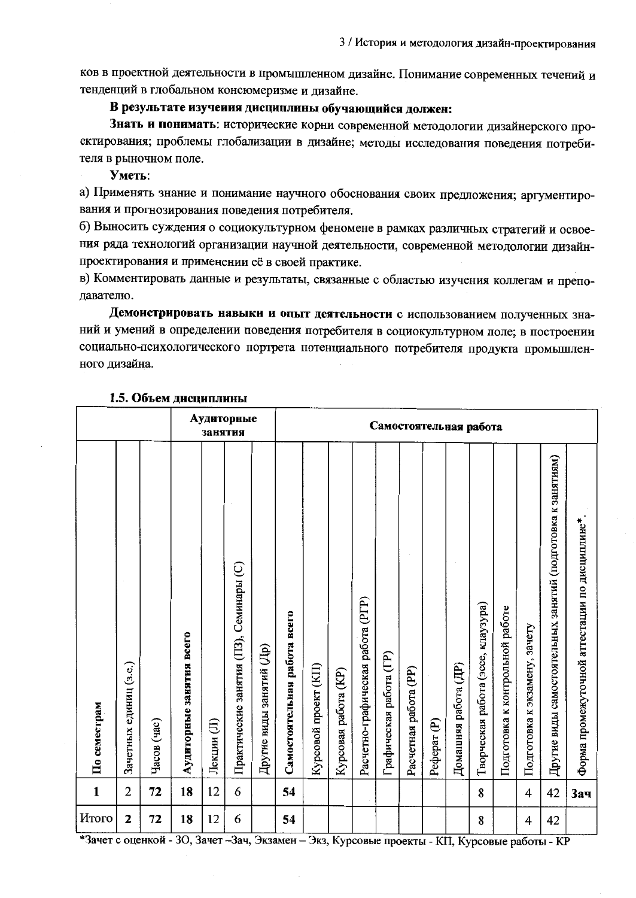ков в проектной деятельности в промышленном дизайне. Понимание современных течений и тенденций в глобальном консюмеризме и дизайне.

**В результате изучения дисциплины обучающийся должен:**

**Знать и понимать**: исторические корни современной методологии дизайнерского проектирования; проблемы глобализации в дизайне; методы исследования поведения потребителя в рыночном поле.

**Уметь**:

а) Применять знание и понимание научного обоснования своих предложения; аргументирования и прогнозирования поведения потребителя.

б) Выносить суждения о социокультурном феномене в рамках различных стратегий и освоения ряда технологий организации научной деятельности, современной методологии дизайн-проектирования и применении её в своей практике.

в) Комментировать данные и результаты, связанные с областью изучения коллегам и преподавателю.

**Демонстрировать навыки и опыт деятельности** с использованием полученных знаний и умений в определении поведения потребителя в социокультурном поле; в построении социально-психологического портрета потенциального потребителя продукта промышленного дизайна.

### 1.5. Объем дисциплины

| | | | Аудиторные занятия | | | | Самостоятельная работа | | | | | | | | | | | | | |
|---|---|---|---|---|---|---|---|---|---|---|---|---|---|---|---|---|---|---|---|---|
| По семестрам | Зачетных единиц (з.е.) | Часов (час) | Аудиторные занятия всего | Лекции (Л) | Практические занятия (ПЗ), Семинары (С) | Другие виды занятий (Др) | Самостоятельная работа всего | Курсовой проект (КП) | Курсовая работа (КР) | Расчетно-графическая работа (РГР) | Графическая работа (ГР) | Расчетная работа (РР) | Реферат (Р) | Домашняя работа (ДР) | Творческая работа (эссе, клаузура) | Подготовка к контрольной работе | Подготовка к экзамену, зачету | Другие виды самостоятельных занятий (подготовка к занятиям) | Форма промежуточной аттестации по дисциплине* |
| **1** | 2 | **72** | **18** | 12 | 6 | | **54** | | | | | | | | **8** | | 4 | 42 | **Зач** |
| Итого | **2** | **72** | **18** | 12 | 6 | | **54** | | | | | | | | **8** | | 4 | 42 | |

*Зачет с оценкой - ЗО, Зачет –Зач, Экзамен – Экз, Курсовые проекты - КП, Курсовые работы - КР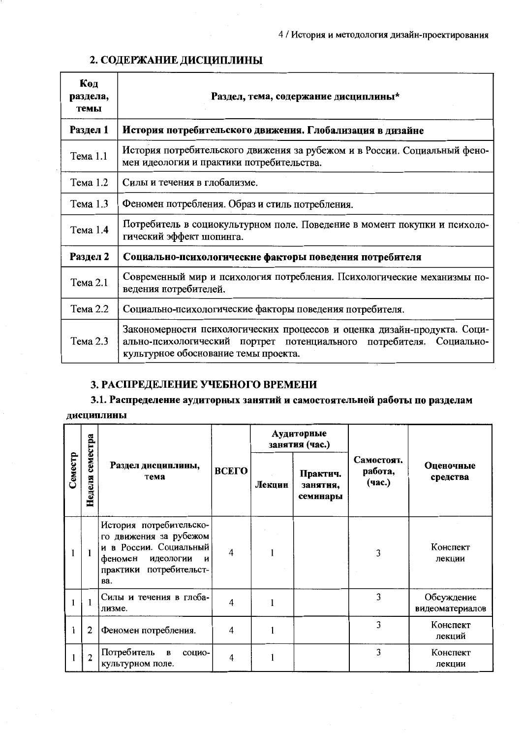## 2. СОДЕРЖАНИЕ ДИСЦИПЛИНЫ

| Код раздела, темы | Раздел, тема, содержание дисциплины* |
|---|---|
| **Раздел 1** | **История потребительского движения. Глобализация в дизайне** |
| Тема 1.1 | История потребительского движения за рубежом и в России. Социальный феномен идеологии и практики потребительства. |
| Тема 1.2 | Силы и течения в глобализме. |
| Тема 1.3 | Феномен потребления. Образ и стиль потребления. |
| Тема 1.4 | Потребитель в социокультурном поле. Поведение в момент покупки и психологический эффект шопинга. |
| **Раздел 2** | **Социально-психологические факторы поведения потребителя** |
| Тема 2.1 | Современный мир и психология потребления. Психологические механизмы поведения потребителей. |
| Тема 2.2 | Социально-психологические факторы поведения потребителя. |
| Тема 2.3 | Закономерности психологических процессов и оценка дизайн-продукта. Социально-психологический портрет потенциального потребителя. Социально-культурное обоснование темы проекта. |

## 3. РАСПРЕДЕЛЕНИЕ УЧЕБНОГО ВРЕМЕНИ

### 3.1. Распределение аудиторных занятий и самостоятельной работы по разделам дисциплины

| Семестр | Неделя семестра | Раздел дисциплины, тема | ВСЕГО | Аудиторные занятия (час.) | | Самостоят. работа, (час.) | Оценочные средства |
|---|---|---|---|---|---|---|---|
| | | | | Лекции | Практич. занятия, семинары | | |
| 1 | 1 | История потребительского движения за рубежом и в России. Социальный феномен идеологии и практики потребительства. | 4 | 1 | | 3 | Конспект лекции |
| 1 | 1 | Силы и течения в глобализме. | 4 | 1 | | 3 | Обсуждение видеоматериалов |
| 1 | 2 | Феномен потребления. | 4 | 1 | | 3 | Конспект лекций |
| 1 | 2 | Потребитель в социокультурном поле. | 4 | 1 | | 3 | Конспект лекции |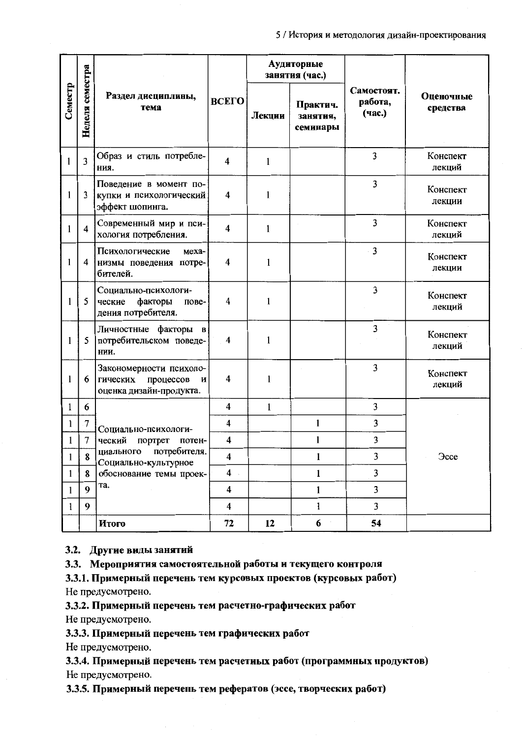| Семестр | Неделя семестра | Раздел дисциплины, тема | ВСЕГО | Аудиторные занятия (час.) | | Самостоят. работа, (час.) | Оценочные средства |
|---|---|---|---|---|---|---|---|
| | | | | Лекции | Практич. занятия, семинары | | |
| 1 | 3 | Образ и стиль потребления. | 4 | 1 | | 3 | Конспект лекций |
| 1 | 3 | Поведение в момент покупки и психологический эффект шопинга. | 4 | 1 | | 3 | Конспект лекции |
| 1 | 4 | Современный мир и психология потребления. | 4 | 1 | | 3 | Конспект лекций |
| 1 | 4 | Психологические механизмы поведения потребителей. | 4 | 1 | | 3 | Конспект лекции |
| 1 | 5 | Социально-психологические факторы поведения потребителя. | 4 | 1 | | 3 | Конспект лекций |
| 1 | 5 | Личностные факторы в потребительском поведении. | 4 | 1 | | 3 | Конспект лекций |
| 1 | 6 | Закономерности психологических процессов и оценка дизайн-продукта. | 4 | 1 | | 3 | Конспект лекций |
| 1 | 6 | Социально-психологический портрет потенциального потребителя. Социально-культурное обоснование темы проекта. | 4 | 1 | | 3 | Эссе |
| 1 | 7 | | 4 | | 1 | 3 | |
| 1 | 7 | | 4 | | 1 | 3 | |
| 1 | 8 | | 4 | | 1 | 3 | |
| 1 | 8 | | 4 | | 1 | 3 | |
| 1 | 9 | | 4 | | 1 | 3 | |
| 1 | 9 | | 4 | | 1 | 3 | |
| | | **Итого** | **72** | **12** | **6** | **54** | |

### 3.2. Другие виды занятий

### 3.3. Мероприятия самостоятельной работы и текущего контроля

#### 3.3.1. Примерный перечень тем курсовых проектов (курсовых работ)

Не предусмотрено.

#### 3.3.2. Примерный перечень тем расчетно-графических работ

Не предусмотрено.

#### 3.3.3. Примерный перечень тем графических работ

Не предусмотрено.

#### 3.3.4. Примерный перечень тем расчетных работ (программных продуктов)

Не предусмотрено.

#### 3.3.5. Примерный перечень тем рефератов (эссе, творческих работ)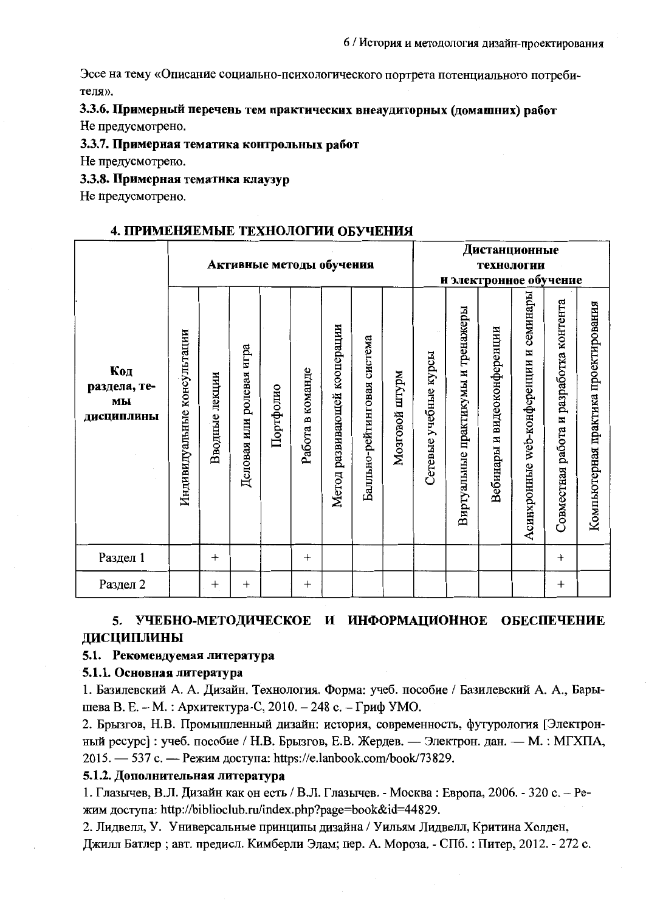Эссе на тему «Описание социально-психологического портрета потенциального потребителя».

**3.3.6. Примерный перечень тем практических внеаудиторных (домашних) работ**

Не предусмотрено.

**3.3.7. Примерная тематика контрольных работ**

Не предусмотрено.

**3.3.8. Примерная тематика клаузур**

Не предусмотрено.

## 4. ПРИМЕНЯЕМЫЕ ТЕХНОЛОГИИ ОБУЧЕНИЯ

| Код раздела, темы дисциплины | Активные методы обучения | | | | | | | | Дистанционные технологии и электронное обучение | | | | | |
|---|---|---|---|---|---|---|---|---|---|---|---|---|---|---|
| | Индивидуальные консультации | Вводные лекции | Деловая или ролевая игра | Портфолио | Работа в команде | Метод развивающей кооперации | Балльно-рейтинговая система | Мозговой штурм | Сетевые учебные курсы | Виртуальные практикумы и тренажеры | Вебинары и видеоконференции | Асинхронные web-конференции и семинары | Совместная работа и разработка контента | Компьютерная практика проектирования |
| Раздел 1 | | + | | | + | | | | | | | | + | |
| Раздел 2 | | + | + | | + | | | | | | | | + | |

## 5. УЧЕБНО-МЕТОДИЧЕСКОЕ И ИНФОРМАЦИОННОЕ ОБЕСПЕЧЕНИЕ ДИСЦИПЛИНЫ

### 5.1. Рекомендуемая литература

#### 5.1.1. Основная литература

1. Базилевский А. А. Дизайн. Технология. Форма: учеб. пособие / Базилевский А. А., Барышева В. Е. – М. : Архитектура-С, 2010. – 248 с. – Гриф УМО.
2. Брызгов, Н.В. Промышленный дизайн: история, современность, футурология [Электронный ресурс] : учеб. пособие / Н.В. Брызгов, Е.В. Жердев. — Электрон. дан. — М. : МГХПА, 2015. — 537 с. — Режим доступа: https://e.lanbook.com/book/73829.

#### 5.1.2. Дополнительная литература

1. Глазычев, В.Л. Дизайн как он есть / В.Л. Глазычев. - Москва : Европа, 2006. - 320 с. – Режим доступа: http://biblioclub.ru/index.php?page=book&id=44829.
2. Лидвелл, У. Универсальные принципы дизайна / Уильям Лидвелл, Критина Холден, Джилл Батлер ; авт. предисл. Кимберли Элам; пер. А. Мороза. - СПб. : Питер, 2012. - 272 с.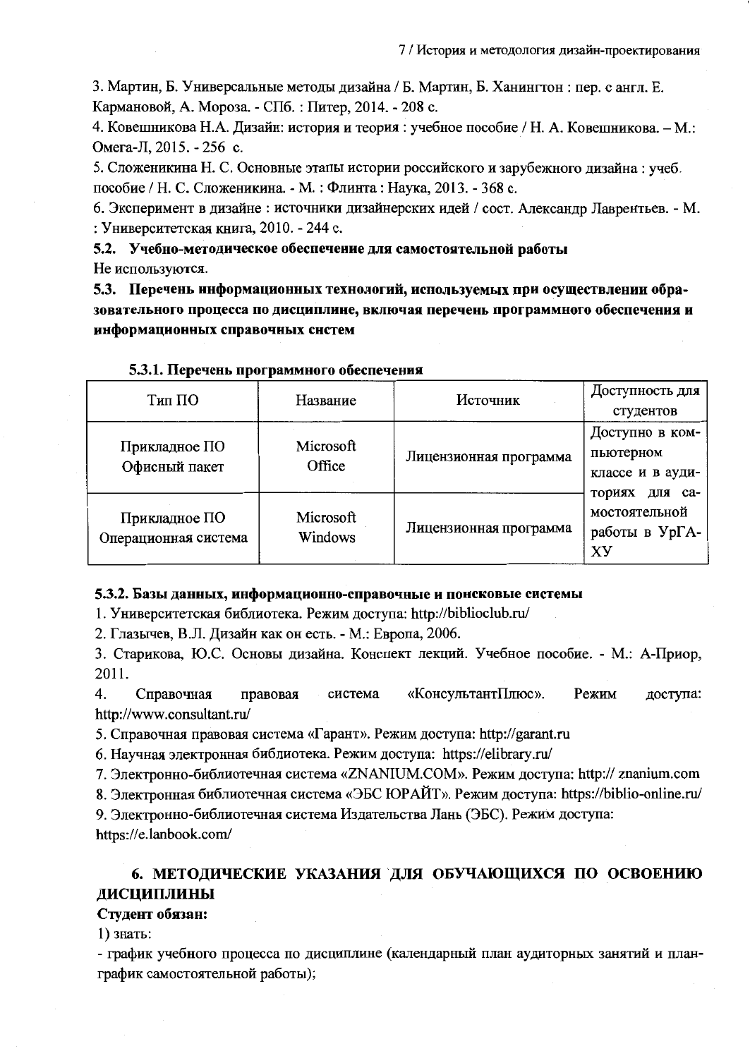3. Мартин, Б. Универсальные методы дизайна / Б. Мартин, Б. Ханингтон : пер. с англ. Е. Кармановой, А. Мороза. - СПб. : Питер, 2014. - 208 с.

4. Ковешникова Н.А. Дизайн: история и теория : учебное пособие / Н. А. Ковешникова. – М.: Омега-Л, 2015. - 256 с.

5. Сложеникина Н. С. Основные этапы истории российского и зарубежного дизайна : учеб. пособие / Н. С. Сложеникина. - М. : Флинта : Наука, 2013. - 368 с.

6. Эксперимент в дизайне : источники дизайнерских идей / сост. Александр Лаврентьев. - М. : Университетская книга, 2010. - 244 с.

### 5.2. Учебно-методическое обеспечение для самостоятельной работы

Не используются.

### 5.3. Перечень информационных технологий, используемых при осуществлении образовательного процесса по дисциплине, включая перечень программного обеспечения и информационных справочных систем

#### 5.3.1. Перечень программного обеспечения

| Тип ПО | Название | Источник | Доступность для студентов |
|---|---|---|---|
| Прикладное ПО Офисный пакет | Microsoft Office | Лицензионная программа | Доступно в компьютерном классе и в аудиториях для самостоятельной работы в УрГАХУ |
| Прикладное ПО Операционная система | Microsoft Windows | Лицензионная программа | |

#### 5.3.2. Базы данных, информационно-справочные и поисковые системы

1. Университетская библиотека. Режим доступа: http://biblioclub.ru/
2. Глазычев, В.Л. Дизайн как он есть. - М.: Европа, 2006.
3. Старикова, Ю.С. Основы дизайна. Конспект лекций. Учебное пособие. - М.: А-Приор, 2011.
4. Справочная правовая система «КонсультантПлюс». Режим доступа: http://www.consultant.ru/
5. Справочная правовая система «Гарант». Режим доступа: http://garant.ru
6. Научная электронная библиотека. Режим доступа: https://elibrary.ru/
7. Электронно-библиотечная система «ZNANIUM.COM». Режим доступа: http:// znanium.com
8. Электронная библиотечная система «ЭБС ЮРАЙТ». Режим доступа: https://biblio-online.ru/
9. Электронно-библиотечная система Издательства Лань (ЭБС). Режим доступа: https://e.lanbook.com/

## 6. МЕТОДИЧЕСКИЕ УКАЗАНИЯ ДЛЯ ОБУЧАЮЩИХСЯ ПО ОСВОЕНИЮ ДИСЦИПЛИНЫ

**Студент обязан:**

1) знать:

- график учебного процесса по дисциплине (календарный план аудиторных занятий и план-график самостоятельной работы);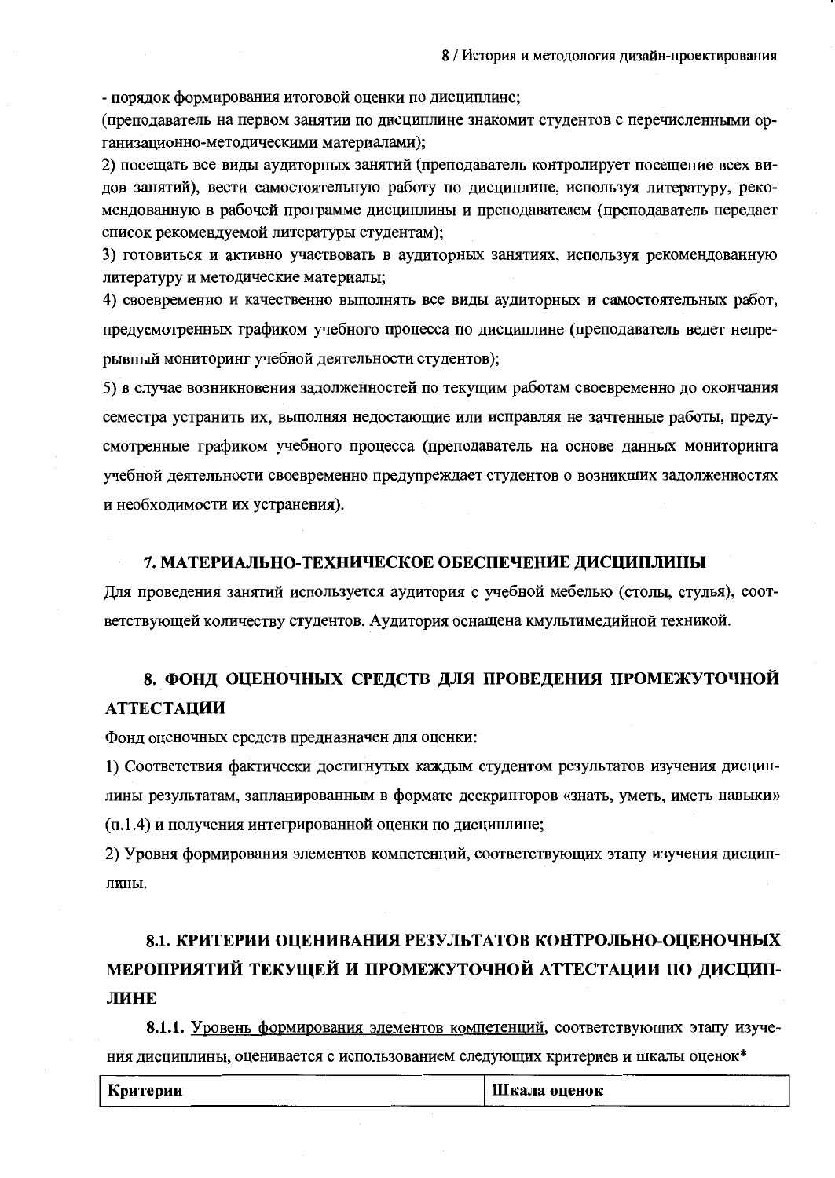- порядок формирования итоговой оценки по дисциплине;

(преподаватель на первом занятии по дисциплине знакомит студентов с перечисленными организационно-методическими материалами);

2) посещать все виды аудиторных занятий (преподаватель контролирует посещение всех видов занятий), вести самостоятельную работу по дисциплине, используя литературу, рекомендованную в рабочей программе дисциплины и преподавателем (преподаватель передает список рекомендуемой литературы студентам);

3) готовиться и активно участвовать в аудиторных занятиях, используя рекомендованную литературу и методические материалы;

4) своевременно и качественно выполнять все виды аудиторных и самостоятельных работ, предусмотренных графиком учебного процесса по дисциплине (преподаватель ведет непрерывный мониторинг учебной деятельности студентов);

5) в случае возникновения задолженностей по текущим работам своевременно до окончания семестра устранить их, выполняя недостающие или исправляя не зачтенные работы, предусмотренные графиком учебного процесса (преподаватель на основе данных мониторинга учебной деятельности своевременно предупреждает студентов о возникших задолженностях и необходимости их устранения).

## 7. МАТЕРИАЛЬНО-ТЕХНИЧЕСКОЕ ОБЕСПЕЧЕНИЕ ДИСЦИПЛИНЫ

Для проведения занятий используется аудитория с учебной мебелью (столы, стулья), соответствующей количеству студентов. Аудитория оснащена кмультимедийной техникой.

## 8. ФОНД ОЦЕНОЧНЫХ СРЕДСТВ ДЛЯ ПРОВЕДЕНИЯ ПРОМЕЖУТОЧНОЙ АТТЕСТАЦИИ

Фонд оценочных средств предназначен для оценки:

1) Соответствия фактически достигнутых каждым студентом результатов изучения дисциплины результатам, запланированным в формате дескрипторов «знать, уметь, иметь навыки» (п.1.4) и получения интегрированной оценки по дисциплине;

2) Уровня формирования элементов компетенций, соответствующих этапу изучения дисциплины.

### 8.1. КРИТЕРИИ ОЦЕНИВАНИЯ РЕЗУЛЬТАТОВ КОНТРОЛЬНО-ОЦЕНОЧНЫХ МЕРОПРИЯТИЙ ТЕКУЩЕЙ И ПРОМЕЖУТОЧНОЙ АТТЕСТАЦИИ ПО ДИСЦИПЛИНЕ

**8.1.1.** Уровень формирования элементов компетенций, соответствующих этапу изучения дисциплины, оценивается с использованием следующих критериев и шкалы оценок*

| Критерии | Шкала оценок |
|---|---|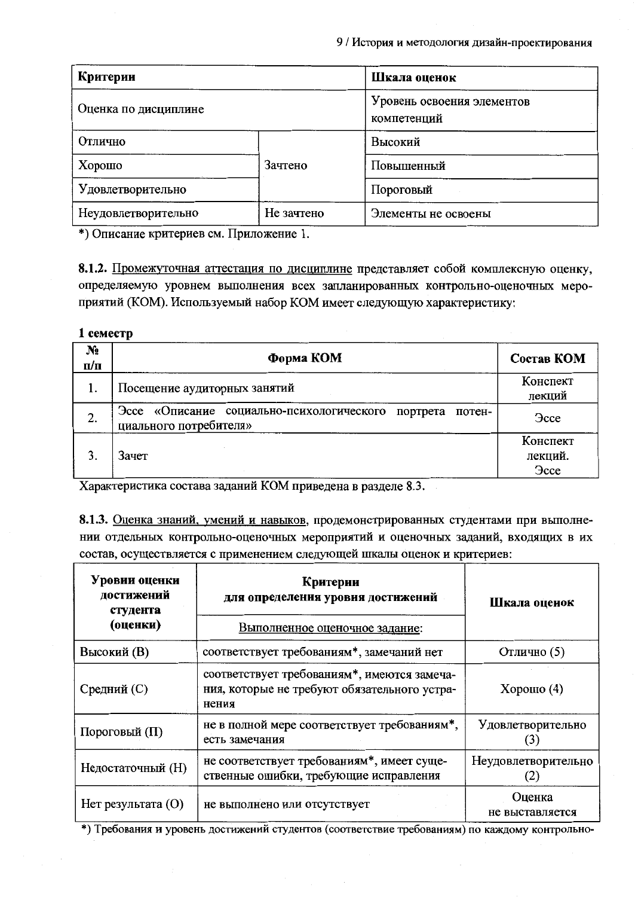| Критерии | | Шкала оценок |
|---|---|---|
| Оценка по дисциплине | | Уровень освоения элементов компетенций |
| Отлично | Зачтено | Высокий |
| Хорошо | | Повышенный |
| Удовлетворительно | | Пороговый |
| Неудовлетворительно | Не зачтено | Элементы не освоены |

*) Описание критериев см. Приложение 1.

**8.1.2.** Промежуточная аттестация по дисциплине представляет собой комплексную оценку, определяемую уровнем выполнения всех запланированных контрольно-оценочных мероприятий (КОМ). Используемый набор КОМ имеет следующую характеристику:

**1 семестр**

| № п/п | Форма КОМ | Состав КОМ |
|---|---|---|
| 1. | Посещение аудиторных занятий | Конспект лекций |
| 2. | Эссе «Описание социально-психологического портрета потенциального потребителя» | Эссе |
| 3. | Зачет | Конспект лекций. Эссе |

Характеристика состава заданий КОМ приведена в разделе 8.3.

**8.1.3.** Оценка знаний, умений и навыков, продемонстрированных студентами при выполнении отдельных контрольно-оценочных мероприятий и оценочных заданий, входящих в их состав, осуществляется с применением следующей шкалы оценок и критериев:

| Уровни оценки достижений студента (оценки) | Критерии для определения уровня достижений | Шкала оценок |
|---|---|---|
| | Выполненное оценочное задание: | |
| Высокий (В) | соответствует требованиям*, замечаний нет | Отлично (5) |
| Средний (С) | соответствует требованиям*, имеются замечания, которые не требуют обязательного устранения | Хорошо (4) |
| Пороговый (П) | не в полной мере соответствует требованиям*, есть замечания | Удовлетворительно (3) |
| Недостаточный (Н) | не соответствует требованиям*, имеет существенные ошибки, требующие исправления | Неудовлетворительно (2) |
| Нет результата (О) | не выполнено или отсутствует | Оценка не выставляется |

*) Требования и уровень достижений студентов (соответствие требованиям) по каждому контрольно-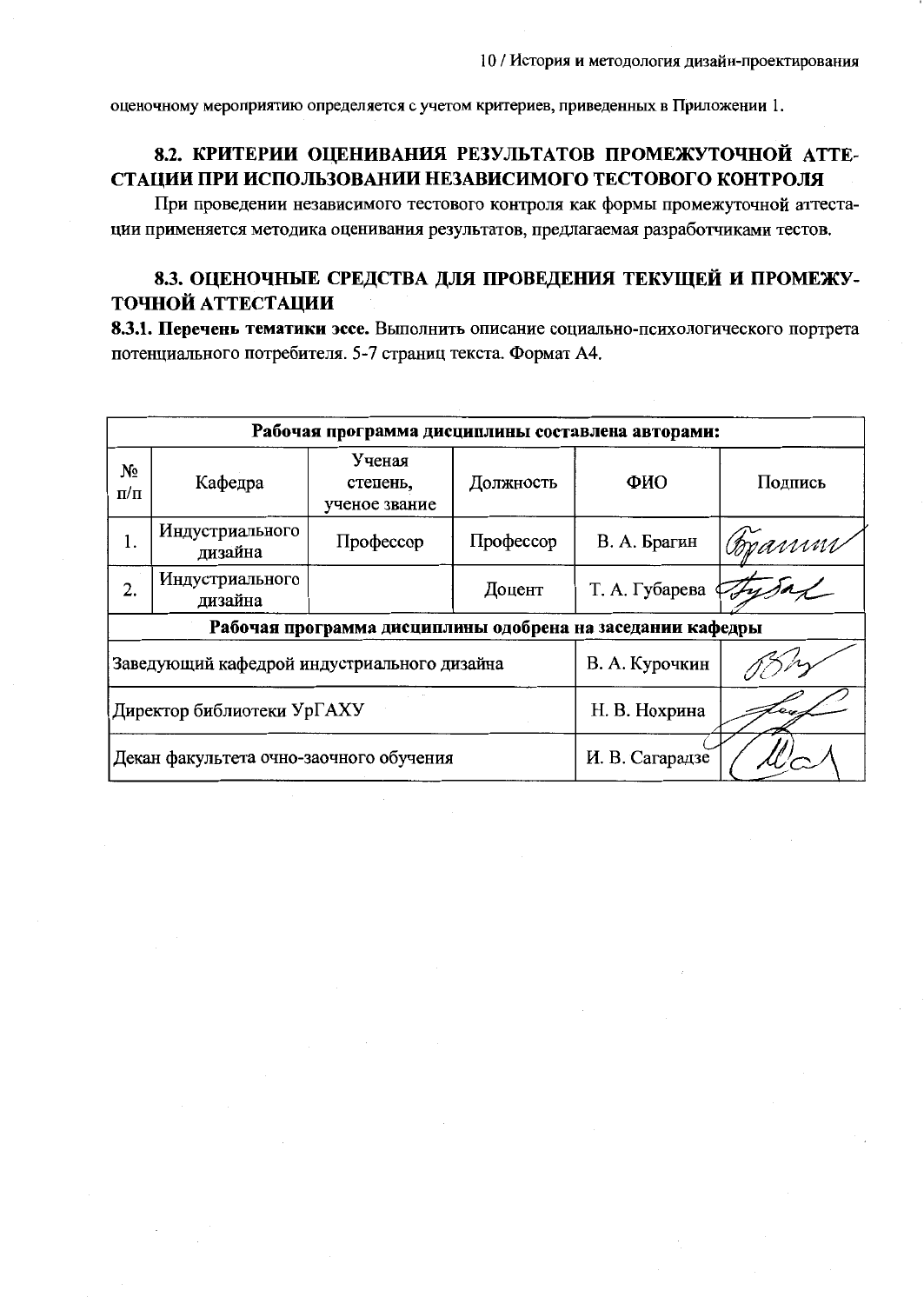оценочному мероприятию определяется с учетом критериев, приведенных в Приложении 1.

## 8.2. КРИТЕРИИ ОЦЕНИВАНИЯ РЕЗУЛЬТАТОВ ПРОМЕЖУТОЧНОЙ АТТЕСТАЦИИ ПРИ ИСПОЛЬЗОВАНИИ НЕЗАВИСИМОГО ТЕСТОВОГО КОНТРОЛЯ

При проведении независимого тестового контроля как формы промежуточной аттестации применяется методика оценивания результатов, предлагаемая разработчиками тестов.

## 8.3. ОЦЕНОЧНЫЕ СРЕДСТВА ДЛЯ ПРОВЕДЕНИЯ ТЕКУЩЕЙ И ПРОМЕЖУТОЧНОЙ АТТЕСТАЦИИ

**8.3.1. Перечень тематики эссе.** Выполнить описание социально-психологического портрета потенциального потребителя. 5-7 страниц текста. Формат А4.

| **Рабочая программа дисциплины составлена авторами:** | | | | | |
|---|---|---|---|---|---|
| № п/п | Кафедра | Ученая степень, ученое звание | Должность | ФИО | Подпись |
| 1. | Индустриального дизайна | Профессор | Профессор | В. А. Брагин | Брагин |
| 2. | Индустриального дизайна | | Доцент | Т. А. Губарева | Губар |
| **Рабочая программа дисциплины одобрена на заседании кафедры** | | | | | |
| Заведующий кафедрой индустриального дизайна | | | | В. А. Курочкин | |
| Директор библиотеки УрГАХУ | | | | Н. В. Нохрина | |
| Декан факультета очно-заочного обучения | | | | И. В. Сагарадзе | |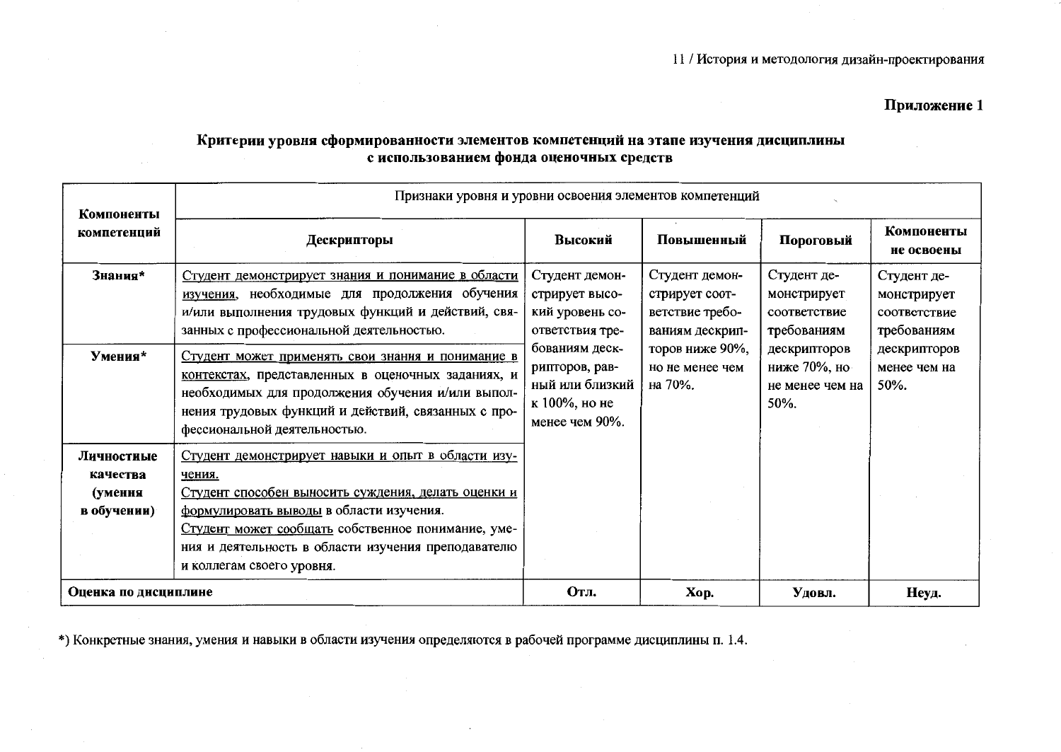**Приложение 1**

**Критерии уровня сформированности элементов компетенций на этапе изучения дисциплины с использованием фонда оценочных средств**

| Компоненты компетенций | Признаки уровня и уровни освоения элементов компетенций | | | | |
|---|---|---|---|---|---|
| | **Дескрипторы** | **Высокий** | **Повышенный** | **Пороговый** | **Компоненты не освоены** |
| **Знания*** | Студент демонстрирует знания и понимание в области изучения, необходимые для продолжения обучения и/или выполнения трудовых функций и действий, связанных с профессиональной деятельностью. | Студент демонстрирует высокий уровень соответствия требованиям дескрипторов, равный или близкий к 100%, но не менее чем 90%. | Студент демонстрирует соответствие требованиям дескрипторов ниже 90%, но не менее чем на 70%. | Студент демонстрирует соответствие требованиям дескрипторов ниже 70%, но не менее чем на 50%. | Студент демонстрирует соответствие требованиям дескрипторов менее чем на 50%. |
| **Умения*** | Студент может применять свои знания и понимание в контекстах, представленных в оценочных заданиях, и необходимых для продолжения обучения и/или выполнения трудовых функций и действий, связанных с профессиональной деятельностью. | | | | |
| **Личностные качества (умения в обучении)** | Студент демонстрирует навыки и опыт в области изучения. Студент способен выносить суждения, делать оценки и формулировать выводы в области изучения. Студент может сообщать собственное понимание, умения и деятельность в области изучения преподавателю и коллегам своего уровня. | | | | |
| **Оценка по дисциплине** | | **Отл.** | **Хор.** | **Удовл.** | **Неуд.** |

*) Конкретные знания, умения и навыки в области изучения определяются в рабочей программе дисциплины п. 1.4.